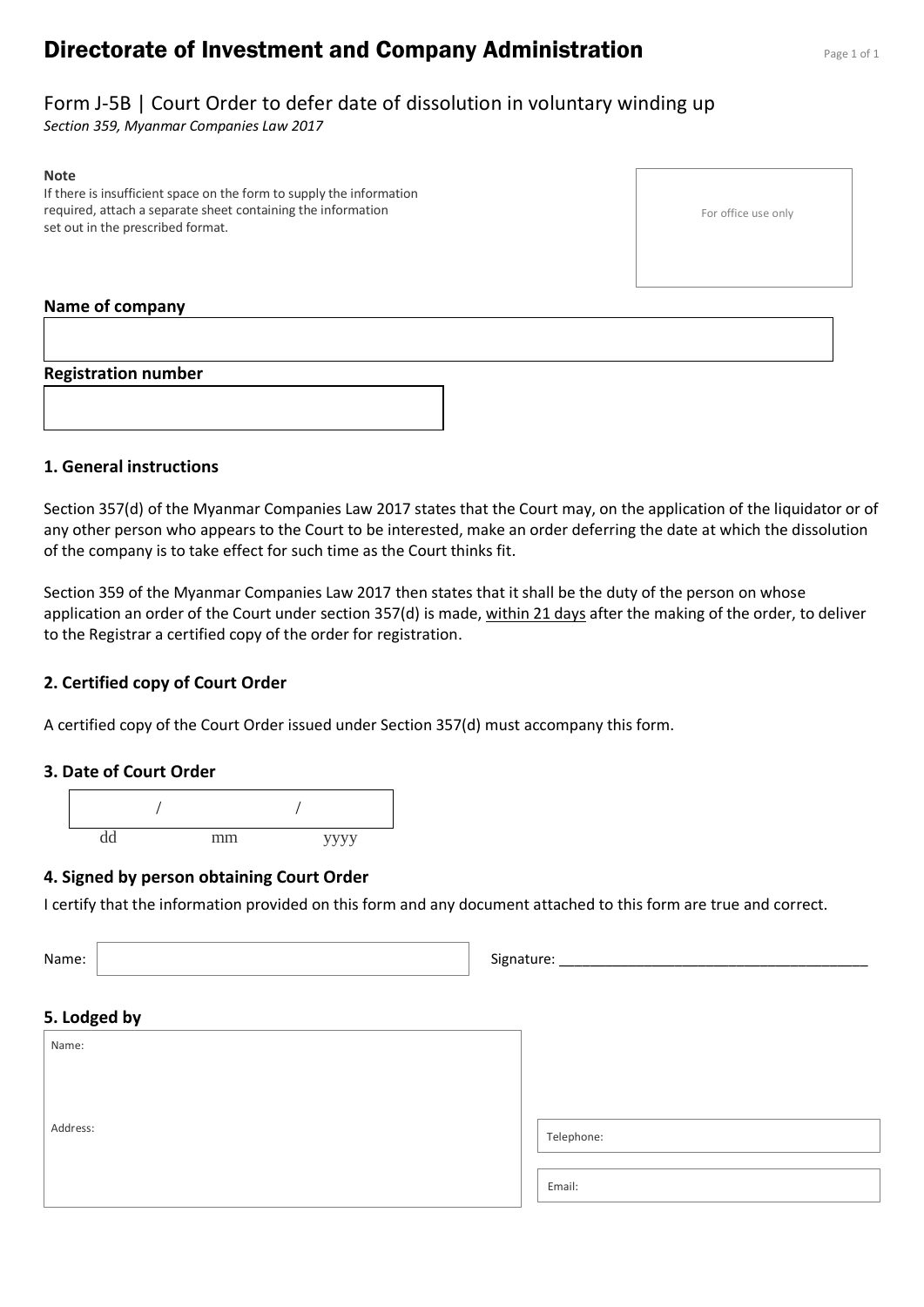# Directorate of Investment and Company Administration

## Form J-5B | Court Order to defer date of dissolution in voluntary winding up

*Section 359, Myanmar Companies Law 2017*

**Note**
If there is insufficient space on the form to supply the information required, attach a separate sheet containing the information set out in the prescribed format.

For office use only

**Name of company**

**Registration number**

### 1. General instructions

Section 357(d) of the Myanmar Companies Law 2017 states that the Court may, on the application of the liquidator or of any other person who appears to the Court to be interested, make an order deferring the date at which the dissolution of the company is to take effect for such time as the Court thinks fit.

Section 359 of the Myanmar Companies Law 2017 then states that it shall be the duty of the person on whose application an order of the Court under section 357(d) is made, within 21 days after the making of the order, to deliver to the Registrar a certified copy of the order for registration.

### 2. Certified copy of Court Order

A certified copy of the Court Order issued under Section 357(d) must accompany this form.

### 3. Date of Court Order

/ /
dd mm yyyy

### 4. Signed by person obtaining Court Order

I certify that the information provided on this form and any document attached to this form are true and correct.

Name:

Signature: ______________________________________

### 5. Lodged by

Name:

Address:

Telephone:

Email: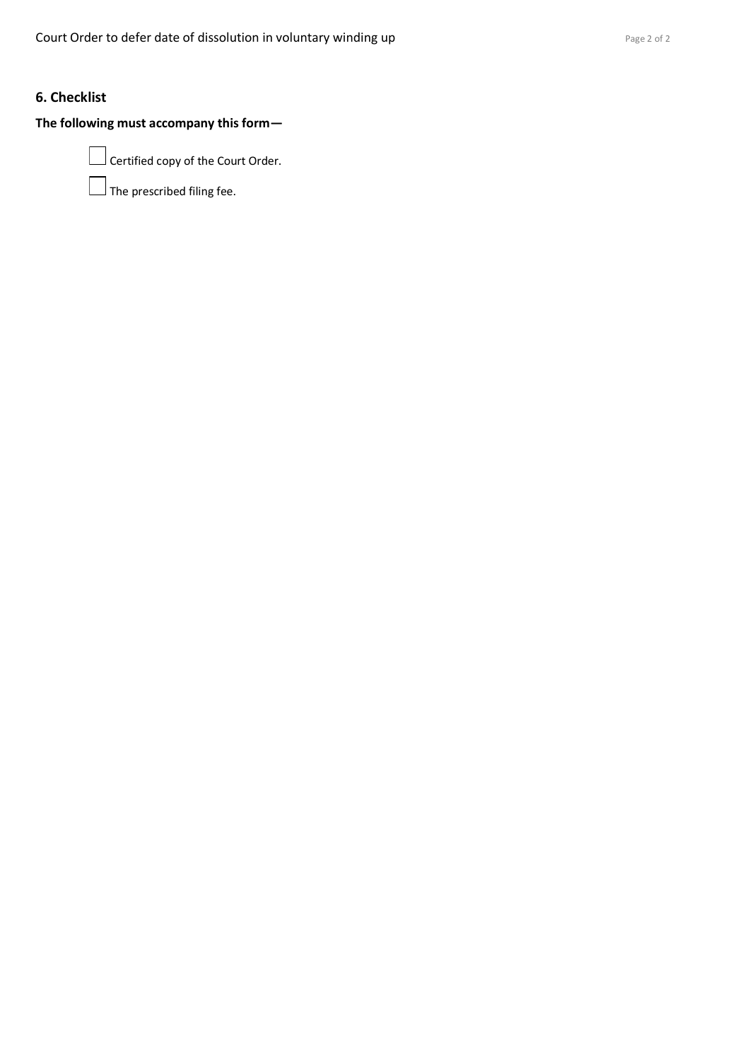## 6. Checklist

**The following must accompany this form—**

- [ ] Certified copy of the Court Order.
- [ ] The prescribed filing fee.